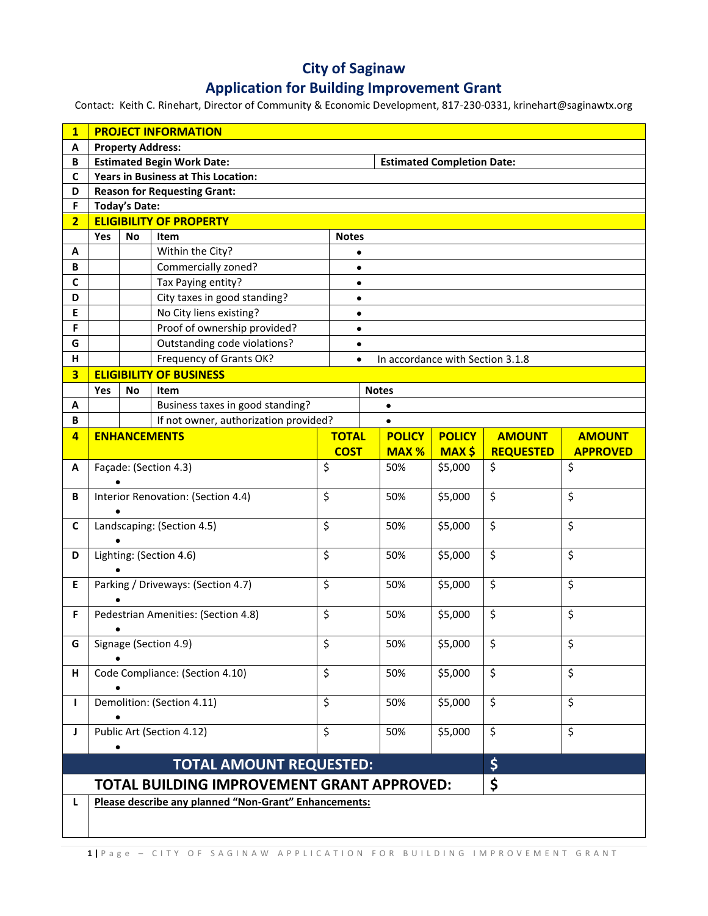# City of Saginaw

## Application for Building Improvement Grant

Contact: Keith C. Rinehart, Director of Community & Economic Development, 817-230-0331, krinehart@saginawtx.org

| **1** | **PROJECT INFORMATION** | |
|---|---|---|
| **A** | **Property Address:** | |
| **B** | **Estimated Begin Work Date:** | **Estimated Completion Date:** |
| **C** | **Years in Business at This Location:** | |
| **D** | **Reason for Requesting Grant:** | |
| **F** | **Today's Date:** | |

| **2** | **ELIGIBILITY OF PROPERTY** | | | |
|---|---|---|---|---|
| | **Yes** | **No** | **Item** | **Notes** |
| **A** | | | Within the City? | • |
| **B** | | | Commercially zoned? | • |
| **C** | | | Tax Paying entity? | • |
| **D** | | | City taxes in good standing? | • |
| **E** | | | No City liens existing? | • |
| **F** | | | Proof of ownership provided? | • |
| **G** | | | Outstanding code violations? | • |
| **H** | | | Frequency of Grants OK? | • In accordance with Section 3.1.8 |

| **3** | **ELIGIBILITY OF BUSINESS** | | | |
|---|---|---|---|---|
| | **Yes** | **No** | **Item** | **Notes** |
| **A** | | | Business taxes in good standing? | • |
| **B** | | | If not owner, authorization provided? | • |

| **4** | **ENHANCEMENTS** | **TOTAL COST** | **POLICY MAX %** | **POLICY MAX $** | **AMOUNT REQUESTED** | **AMOUNT APPROVED** |
|---|---|---|---|---|---|---|
| **A** | Façade: (Section 4.3)<br>• | $ | 50% | $5,000 | $ | $ |
| **B** | Interior Renovation: (Section 4.4)<br>• | $ | 50% | $5,000 | $ | $ |
| **C** | Landscaping: (Section 4.5)<br>• | $ | 50% | $5,000 | $ | $ |
| **D** | Lighting: (Section 4.6)<br>• | $ | 50% | $5,000 | $ | $ |
| **E** | Parking / Driveways: (Section 4.7)<br>• | $ | 50% | $5,000 | $ | $ |
| **F** | Pedestrian Amenities: (Section 4.8)<br>• | $ | 50% | $5,000 | $ | $ |
| **G** | Signage (Section 4.9)<br>• | $ | 50% | $5,000 | $ | $ |
| **H** | Code Compliance: (Section 4.10)<br>• | $ | 50% | $5,000 | $ | $ |
| **I** | Demolition: (Section 4.11)<br>• | $ | 50% | $5,000 | $ | $ |
| **J** | Public Art (Section 4.12)<br>• | $ | 50% | $5,000 | $ | $ |
| | **TOTAL AMOUNT REQUESTED:** | | | | **$** | |
| | **TOTAL BUILDING IMPROVEMENT GRANT APPROVED:** | | | | **$** | |
| **L** | **Please describe any planned "Non-Grant" Enhancements:** | | | | | |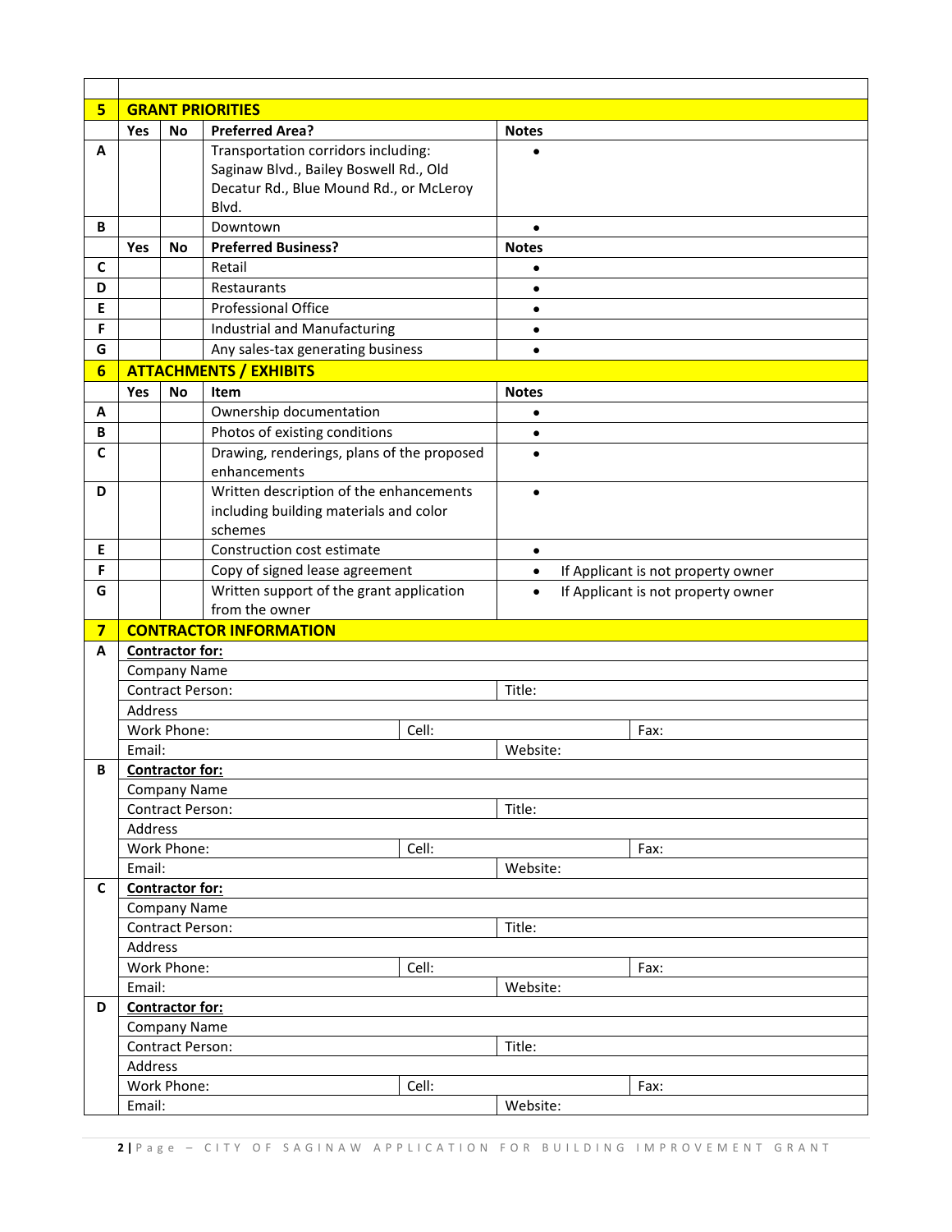| 5 | GRANT PRIORITIES | | | |
|---|---|---|---|---|
| | **Yes** | **No** | **Preferred Area?** | **Notes** |
| A | | | Transportation corridors including: Saginaw Blvd., Bailey Boswell Rd., Old Decatur Rd., Blue Mound Rd., or McLeroy Blvd. | • |
| B | | | Downtown | • |
| | **Yes** | **No** | **Preferred Business?** | **Notes** |
| C | | | Retail | • |
| D | | | Restaurants | • |
| E | | | Professional Office | • |
| F | | | Industrial and Manufacturing | • |
| G | | | Any sales-tax generating business | • |

| 6 | ATTACHMENTS / EXHIBITS | | | |
|---|---|---|---|---|
| | **Yes** | **No** | **Item** | **Notes** |
| A | | | Ownership documentation | • |
| B | | | Photos of existing conditions | • |
| C | | | Drawing, renderings, plans of the proposed enhancements | • |
| D | | | Written description of the enhancements including building materials and color schemes | • |
| E | | | Construction cost estimate | • |
| F | | | Copy of signed lease agreement | • If Applicant is not property owner |
| G | | | Written support of the grant application from the owner | • If Applicant is not property owner |

| 7 | CONTRACTOR INFORMATION | | |
|---|---|---|---|
| A | **Contractor for:** | | |
| | Company Name | | |
| | Contract Person: | Title: | |
| | Address | | |
| | Work Phone: | Cell: | Fax: |
| | Email: | Website: | |
| B | **Contractor for:** | | |
| | Company Name | | |
| | Contract Person: | Title: | |
| | Address | | |
| | Work Phone: | Cell: | Fax: |
| | Email: | Website: | |
| C | **Contractor for:** | | |
| | Company Name | | |
| | Contract Person: | Title: | |
| | Address | | |
| | Work Phone: | Cell: | Fax: |
| | Email: | Website: | |
| D | **Contractor for:** | | |
| | Company Name | | |
| | Contract Person: | Title: | |
| | Address | | |
| | Work Phone: | Cell: | Fax: |
| | Email: | Website: | |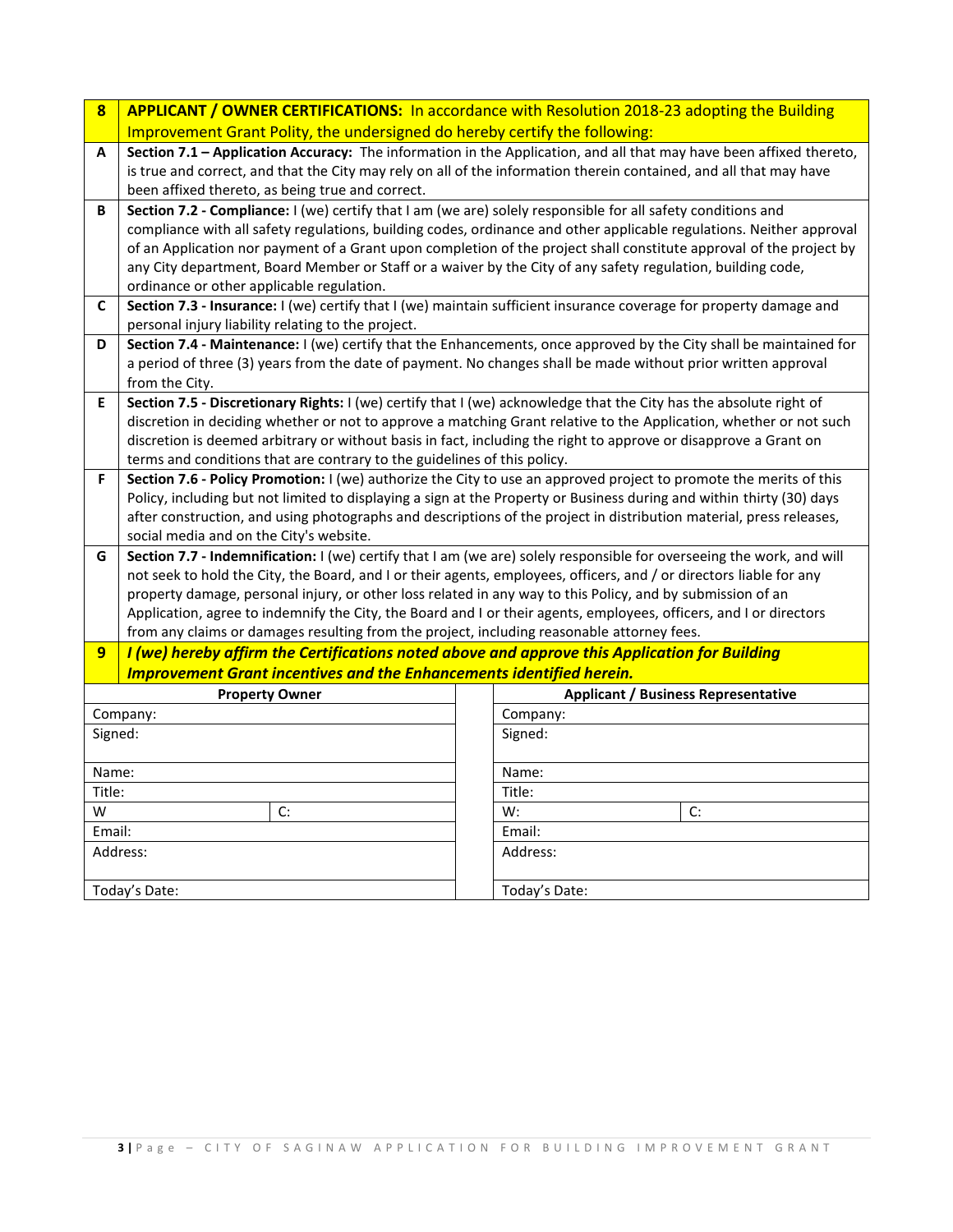| | |
|---|---|
| **8** | **APPLICANT / OWNER CERTIFICATIONS:** In accordance with Resolution 2018-23 adopting the Building Improvement Grant Polity, the undersigned do hereby certify the following: |
| **A** | **Section 7.1 – Application Accuracy:** The information in the Application, and all that may have been affixed thereto, is true and correct, and that the City may rely on all of the information therein contained, and all that may have been affixed thereto, as being true and correct. |
| **B** | **Section 7.2 - Compliance:** I (we) certify that I am (we are) solely responsible for all safety conditions and compliance with all safety regulations, building codes, ordinance and other applicable regulations. Neither approval of an Application nor payment of a Grant upon completion of the project shall constitute approval of the project by any City department, Board Member or Staff or a waiver by the City of any safety regulation, building code, ordinance or other applicable regulation. |
| **C** | **Section 7.3 - Insurance:** I (we) certify that I (we) maintain sufficient insurance coverage for property damage and personal injury liability relating to the project. |
| **D** | **Section 7.4 - Maintenance:** I (we) certify that the Enhancements, once approved by the City shall be maintained for a period of three (3) years from the date of payment. No changes shall be made without prior written approval from the City. |
| **E** | **Section 7.5 - Discretionary Rights:** I (we) certify that I (we) acknowledge that the City has the absolute right of discretion in deciding whether or not to approve a matching Grant relative to the Application, whether or not such discretion is deemed arbitrary or without basis in fact, including the right to approve or disapprove a Grant on terms and conditions that are contrary to the guidelines of this policy. |
| **F** | **Section 7.6 - Policy Promotion:** I (we) authorize the City to use an approved project to promote the merits of this Policy, including but not limited to displaying a sign at the Property or Business during and within thirty (30) days after construction, and using photographs and descriptions of the project in distribution material, press releases, social media and on the City's website. |
| **G** | **Section 7.7 - Indemnification:** I (we) certify that I am (we are) solely responsible for overseeing the work, and will not seek to hold the City, the Board, and I or their agents, employees, officers, and / or directors liable for any property damage, personal injury, or other loss related in any way to this Policy, and by submission of an Application, agree to indemnify the City, the Board and I or their agents, employees, officers, and I or directors from any claims or damages resulting from the project, including reasonable attorney fees. |
| **9** | ***I (we) hereby affirm the Certifications noted above and approve this Application for Building Improvement Grant incentives and the Enhancements identified herein.*** |

| **Property Owner** | | | **Applicant / Business Representative** | |
|---|---|---|---|---|
| Company: | | | Company: | |
| Signed: | | | Signed: | |
| Name: | | | Name: | |
| Title: | | | Title: | |
| W | C: | | W: | C: |
| Email: | | | Email: | |
| Address: | | | Address: | |
| Today's Date: | | | Today's Date: | |